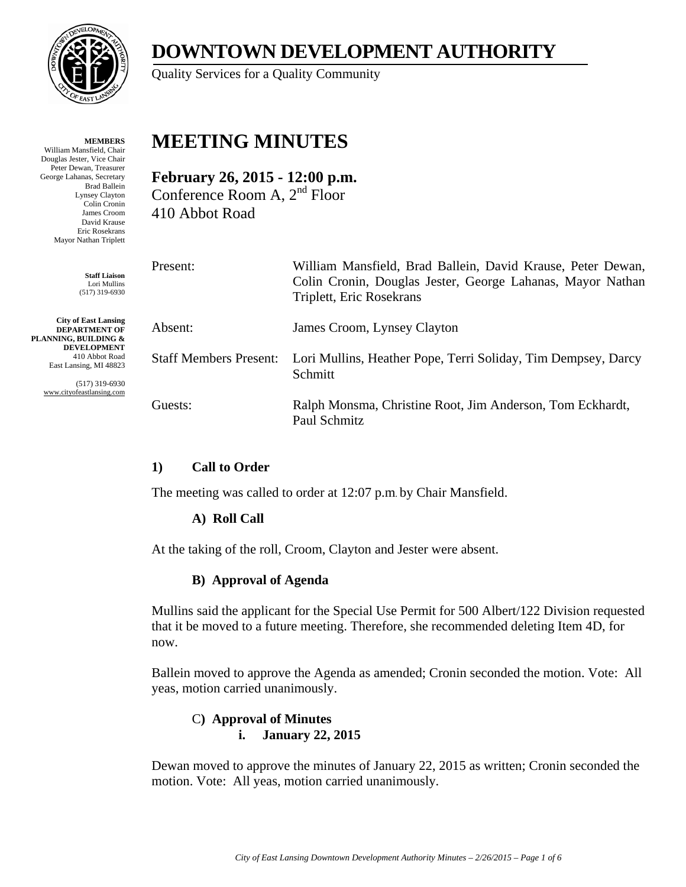# DOWNTOWN DEVELOPMENT AUTHORITY

Quality Services for a Quality Community

**MEMBERS**
William Mansfield, Chair
Douglas Jester, Vice Chair
Peter Dewan, Treasurer
George Lahanas, Secretary
Brad Ballein
Lynsey Clayton
Colin Cronin
James Croom
David Krause
Eric Rosekrans
Mayor Nathan Triplett

**Staff Liaison**
Lori Mullins
(517) 319-6930

**City of East Lansing**
**DEPARTMENT OF PLANNING, BUILDING & DEVELOPMENT**
410 Abbot Road
East Lansing, MI 48823

(517) 319-6930
www.cityofeastlansing.com

# MEETING MINUTES

**February 26, 2015 - 12:00 p.m.**
Conference Room A, 2nd Floor
410 Abbot Road

| | |
|---|---|
| Present: | William Mansfield, Brad Ballein, David Krause, Peter Dewan, Colin Cronin, Douglas Jester, George Lahanas, Mayor Nathan Triplett, Eric Rosekrans |
| Absent: | James Croom, Lynsey Clayton |
| Staff Members Present: | Lori Mullins, Heather Pope, Terri Soliday, Tim Dempsey, Darcy Schmitt |
| Guests: | Ralph Monsma, Christine Root, Jim Anderson, Tom Eckhardt, Paul Schmitz |

## 1) Call to Order

The meeting was called to order at 12:07 p.m. by Chair Mansfield.

### A) Roll Call

At the taking of the roll, Croom, Clayton and Jester were absent.

### B) Approval of Agenda

Mullins said the applicant for the Special Use Permit for 500 Albert/122 Division requested that it be moved to a future meeting. Therefore, she recommended deleting Item 4D, for now.

Ballein moved to approve the Agenda as amended; Cronin seconded the motion. Vote: All yeas, motion carried unanimously.

### C) Approval of Minutes

**i. January 22, 2015**

Dewan moved to approve the minutes of January 22, 2015 as written; Cronin seconded the motion. Vote: All yeas, motion carried unanimously.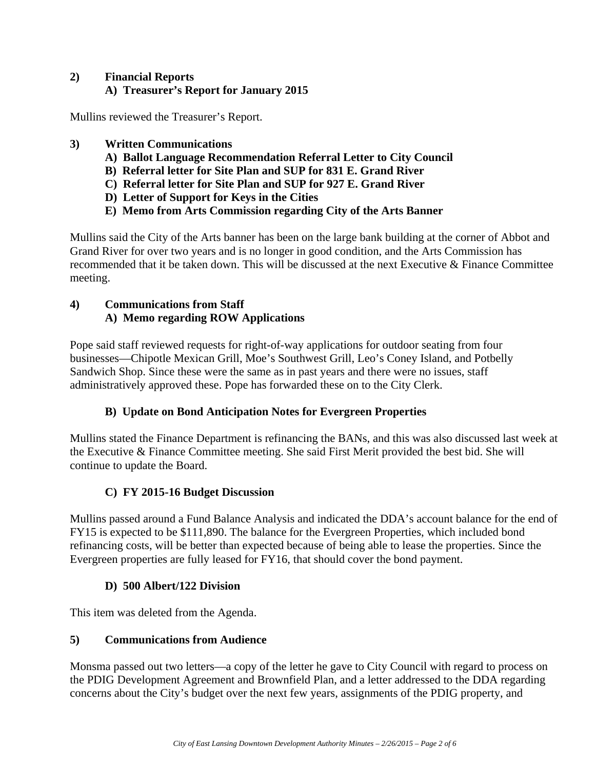**2) Financial Reports**

**A) Treasurer's Report for January 2015**

Mullins reviewed the Treasurer's Report.

**3) Written Communications**

**A) Ballot Language Recommendation Referral Letter to City Council**
**B) Referral letter for Site Plan and SUP for 831 E. Grand River**
**C) Referral letter for Site Plan and SUP for 927 E. Grand River**
**D) Letter of Support for Keys in the Cities**
**E) Memo from Arts Commission regarding City of the Arts Banner**

Mullins said the City of the Arts banner has been on the large bank building at the corner of Abbot and Grand River for over two years and is no longer in good condition, and the Arts Commission has recommended that it be taken down. This will be discussed at the next Executive & Finance Committee meeting.

**4) Communications from Staff**

**A) Memo regarding ROW Applications**

Pope said staff reviewed requests for right-of-way applications for outdoor seating from four businesses—Chipotle Mexican Grill, Moe's Southwest Grill, Leo's Coney Island, and Potbelly Sandwich Shop. Since these were the same as in past years and there were no issues, staff administratively approved these. Pope has forwarded these on to the City Clerk.

**B) Update on Bond Anticipation Notes for Evergreen Properties**

Mullins stated the Finance Department is refinancing the BANs, and this was also discussed last week at the Executive & Finance Committee meeting. She said First Merit provided the best bid. She will continue to update the Board.

**C) FY 2015-16 Budget Discussion**

Mullins passed around a Fund Balance Analysis and indicated the DDA's account balance for the end of FY15 is expected to be $111,890. The balance for the Evergreen Properties, which included bond refinancing costs, will be better than expected because of being able to lease the properties. Since the Evergreen properties are fully leased for FY16, that should cover the bond payment.

**D) 500 Albert/122 Division**

This item was deleted from the Agenda.

**5) Communications from Audience**

Monsma passed out two letters—a copy of the letter he gave to City Council with regard to process on the PDIG Development Agreement and Brownfield Plan, and a letter addressed to the DDA regarding concerns about the City's budget over the next few years, assignments of the PDIG property, and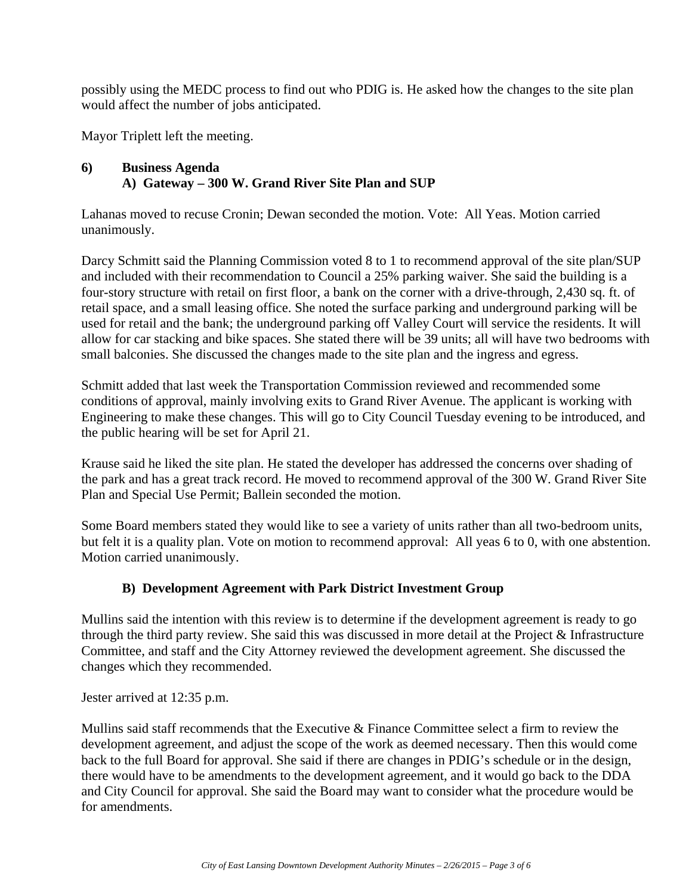possibly using the MEDC process to find out who PDIG is. He asked how the changes to the site plan would affect the number of jobs anticipated.

Mayor Triplett left the meeting.

**6) Business Agenda**

**A) Gateway – 300 W. Grand River Site Plan and SUP**

Lahanas moved to recuse Cronin; Dewan seconded the motion. Vote: All Yeas. Motion carried unanimously.

Darcy Schmitt said the Planning Commission voted 8 to 1 to recommend approval of the site plan/SUP and included with their recommendation to Council a 25% parking waiver. She said the building is a four-story structure with retail on first floor, a bank on the corner with a drive-through, 2,430 sq. ft. of retail space, and a small leasing office. She noted the surface parking and underground parking will be used for retail and the bank; the underground parking off Valley Court will service the residents. It will allow for car stacking and bike spaces. She stated there will be 39 units; all will have two bedrooms with small balconies. She discussed the changes made to the site plan and the ingress and egress.

Schmitt added that last week the Transportation Commission reviewed and recommended some conditions of approval, mainly involving exits to Grand River Avenue. The applicant is working with Engineering to make these changes. This will go to City Council Tuesday evening to be introduced, and the public hearing will be set for April 21.

Krause said he liked the site plan. He stated the developer has addressed the concerns over shading of the park and has a great track record. He moved to recommend approval of the 300 W. Grand River Site Plan and Special Use Permit; Ballein seconded the motion.

Some Board members stated they would like to see a variety of units rather than all two-bedroom units, but felt it is a quality plan. Vote on motion to recommend approval: All yeas 6 to 0, with one abstention. Motion carried unanimously.

**B) Development Agreement with Park District Investment Group**

Mullins said the intention with this review is to determine if the development agreement is ready to go through the third party review. She said this was discussed in more detail at the Project & Infrastructure Committee, and staff and the City Attorney reviewed the development agreement. She discussed the changes which they recommended.

Jester arrived at 12:35 p.m.

Mullins said staff recommends that the Executive & Finance Committee select a firm to review the development agreement, and adjust the scope of the work as deemed necessary. Then this would come back to the full Board for approval. She said if there are changes in PDIG's schedule or in the design, there would have to be amendments to the development agreement, and it would go back to the DDA and City Council for approval. She said the Board may want to consider what the procedure would be for amendments.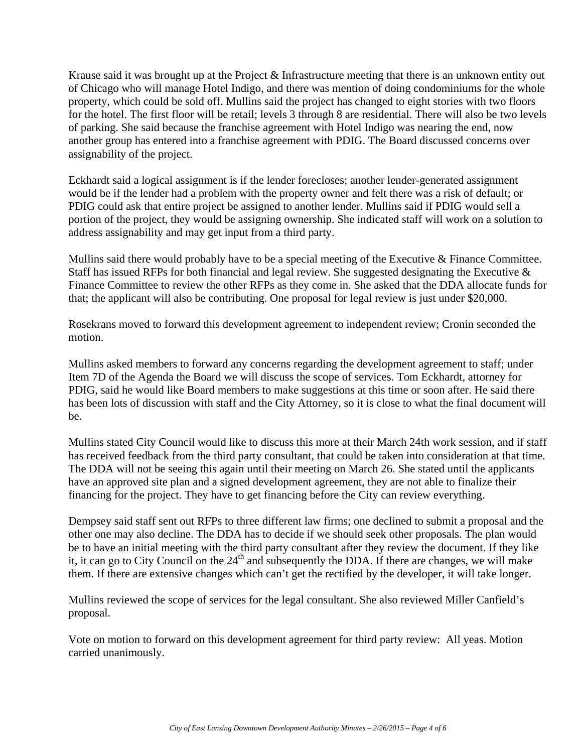Krause said it was brought up at the Project & Infrastructure meeting that there is an unknown entity out of Chicago who will manage Hotel Indigo, and there was mention of doing condominiums for the whole property, which could be sold off. Mullins said the project has changed to eight stories with two floors for the hotel. The first floor will be retail; levels 3 through 8 are residential. There will also be two levels of parking. She said because the franchise agreement with Hotel Indigo was nearing the end, now another group has entered into a franchise agreement with PDIG. The Board discussed concerns over assignability of the project.

Eckhardt said a logical assignment is if the lender forecloses; another lender-generated assignment would be if the lender had a problem with the property owner and felt there was a risk of default; or PDIG could ask that entire project be assigned to another lender. Mullins said if PDIG would sell a portion of the project, they would be assigning ownership. She indicated staff will work on a solution to address assignability and may get input from a third party.

Mullins said there would probably have to be a special meeting of the Executive & Finance Committee. Staff has issued RFPs for both financial and legal review. She suggested designating the Executive & Finance Committee to review the other RFPs as they come in. She asked that the DDA allocate funds for that; the applicant will also be contributing. One proposal for legal review is just under $20,000.

Rosekrans moved to forward this development agreement to independent review; Cronin seconded the motion.

Mullins asked members to forward any concerns regarding the development agreement to staff; under Item 7D of the Agenda the Board we will discuss the scope of services. Tom Eckhardt, attorney for PDIG, said he would like Board members to make suggestions at this time or soon after. He said there has been lots of discussion with staff and the City Attorney, so it is close to what the final document will be.

Mullins stated City Council would like to discuss this more at their March 24th work session, and if staff has received feedback from the third party consultant, that could be taken into consideration at that time. The DDA will not be seeing this again until their meeting on March 26. She stated until the applicants have an approved site plan and a signed development agreement, they are not able to finalize their financing for the project. They have to get financing before the City can review everything.

Dempsey said staff sent out RFPs to three different law firms; one declined to submit a proposal and the other one may also decline. The DDA has to decide if we should seek other proposals. The plan would be to have an initial meeting with the third party consultant after they review the document. If they like it, it can go to City Council on the 24th and subsequently the DDA. If there are changes, we will make them. If there are extensive changes which can't get the rectified by the developer, it will take longer.

Mullins reviewed the scope of services for the legal consultant. She also reviewed Miller Canfield's proposal.

Vote on motion to forward on this development agreement for third party review: All yeas. Motion carried unanimously.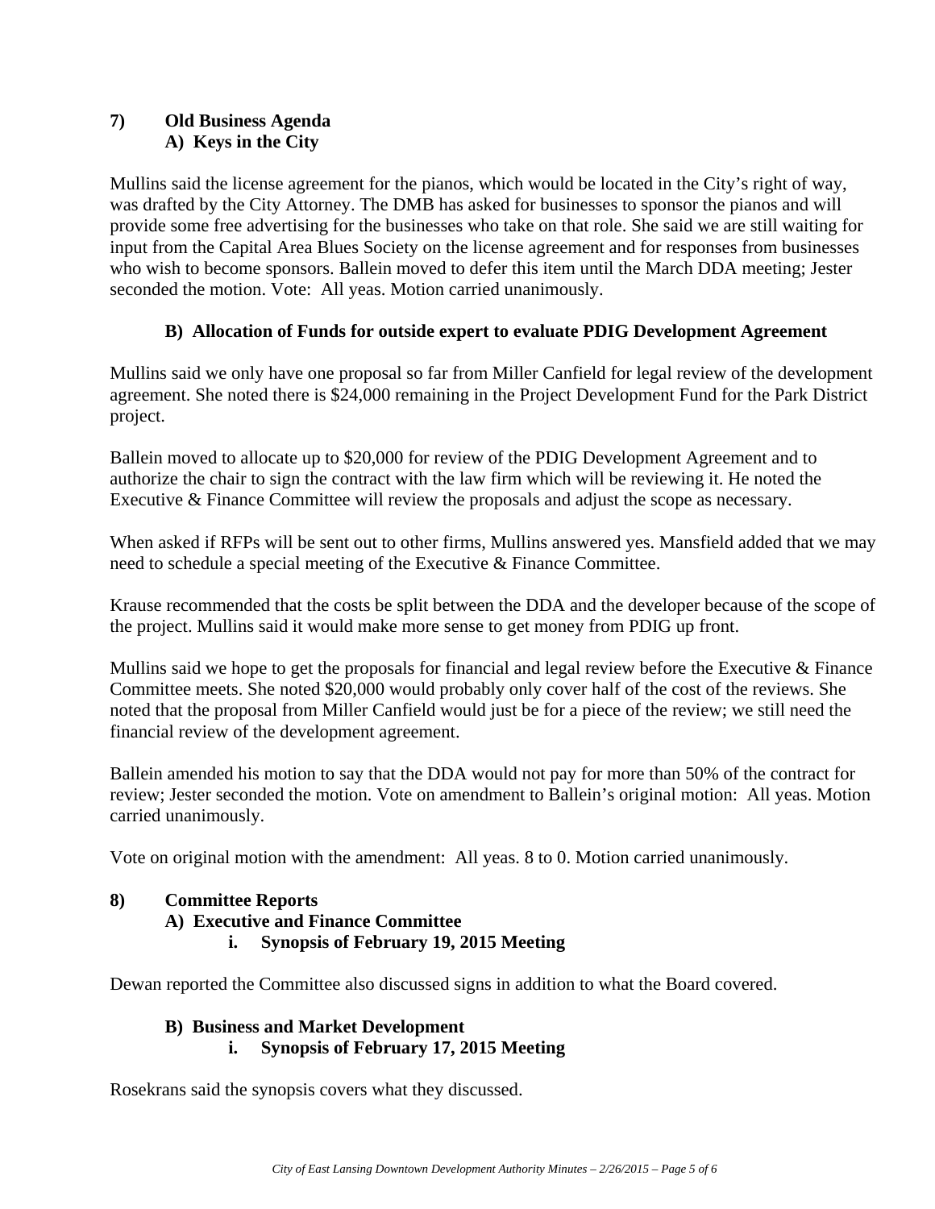## 7) Old Business Agenda

### A) Keys in the City

Mullins said the license agreement for the pianos, which would be located in the City's right of way, was drafted by the City Attorney. The DMB has asked for businesses to sponsor the pianos and will provide some free advertising for the businesses who take on that role. She said we are still waiting for input from the Capital Area Blues Society on the license agreement and for responses from businesses who wish to become sponsors. Ballein moved to defer this item until the March DDA meeting; Jester seconded the motion. Vote: All yeas. Motion carried unanimously.

### B) Allocation of Funds for outside expert to evaluate PDIG Development Agreement

Mullins said we only have one proposal so far from Miller Canfield for legal review of the development agreement. She noted there is $24,000 remaining in the Project Development Fund for the Park District project.

Ballein moved to allocate up to $20,000 for review of the PDIG Development Agreement and to authorize the chair to sign the contract with the law firm which will be reviewing it. He noted the Executive & Finance Committee will review the proposals and adjust the scope as necessary.

When asked if RFPs will be sent out to other firms, Mullins answered yes. Mansfield added that we may need to schedule a special meeting of the Executive & Finance Committee.

Krause recommended that the costs be split between the DDA and the developer because of the scope of the project. Mullins said it would make more sense to get money from PDIG up front.

Mullins said we hope to get the proposals for financial and legal review before the Executive & Finance Committee meets. She noted $20,000 would probably only cover half of the cost of the reviews. She noted that the proposal from Miller Canfield would just be for a piece of the review; we still need the financial review of the development agreement.

Ballein amended his motion to say that the DDA would not pay for more than 50% of the contract for review; Jester seconded the motion. Vote on amendment to Ballein's original motion: All yeas. Motion carried unanimously.

Vote on original motion with the amendment: All yeas. 8 to 0. Motion carried unanimously.

## 8) Committee Reports

### A) Executive and Finance Committee

#### i. Synopsis of February 19, 2015 Meeting

Dewan reported the Committee also discussed signs in addition to what the Board covered.

### B) Business and Market Development

#### i. Synopsis of February 17, 2015 Meeting

Rosekrans said the synopsis covers what they discussed.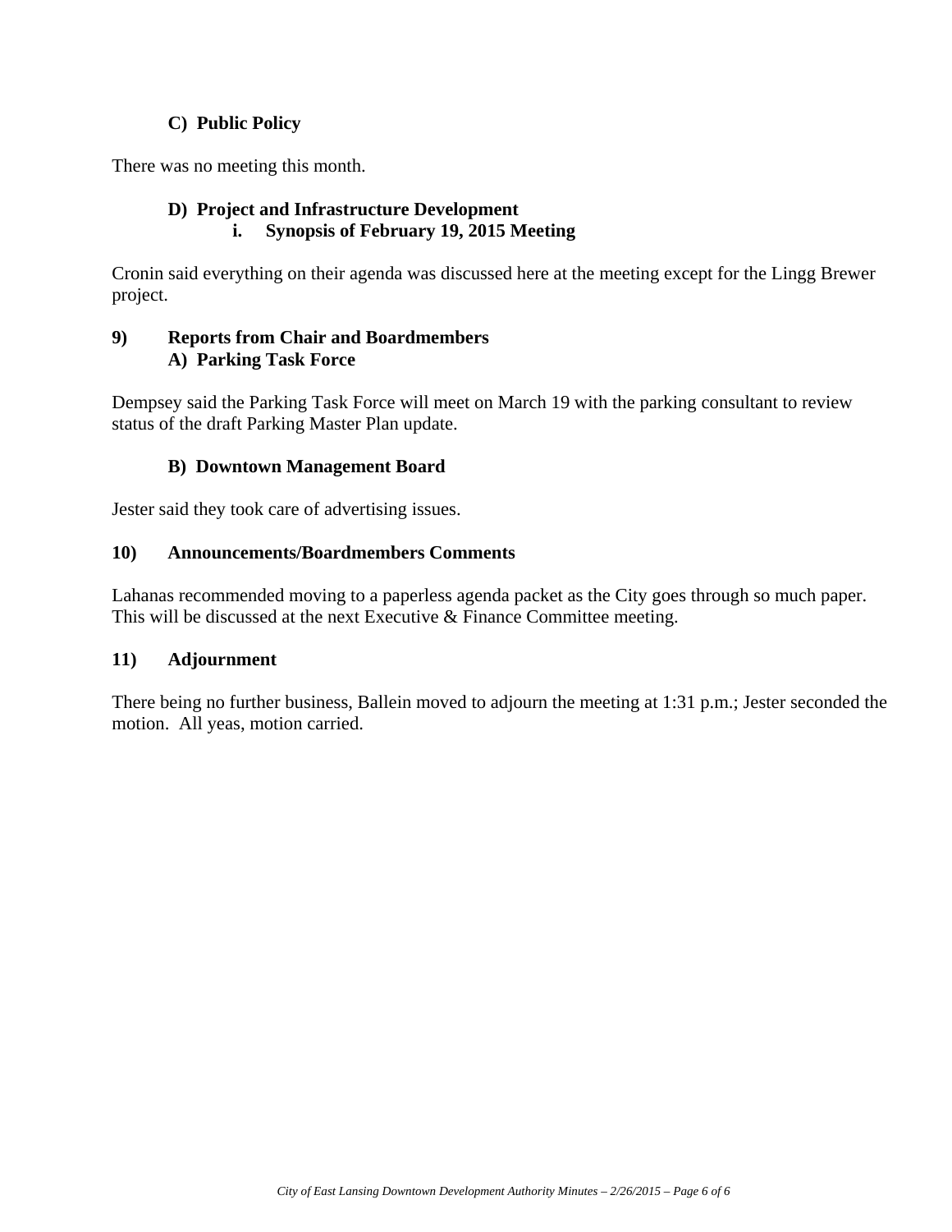**C) Public Policy**

There was no meeting this month.

**D) Project and Infrastructure Development**

**i. Synopsis of February 19, 2015 Meeting**

Cronin said everything on their agenda was discussed here at the meeting except for the Lingg Brewer project.

**9) Reports from Chair and Boardmembers**

**A) Parking Task Force**

Dempsey said the Parking Task Force will meet on March 19 with the parking consultant to review status of the draft Parking Master Plan update.

**B) Downtown Management Board**

Jester said they took care of advertising issues.

**10) Announcements/Boardmembers Comments**

Lahanas recommended moving to a paperless agenda packet as the City goes through so much paper. This will be discussed at the next Executive & Finance Committee meeting.

**11) Adjournment**

There being no further business, Ballein moved to adjourn the meeting at 1:31 p.m.; Jester seconded the motion. All yeas, motion carried.